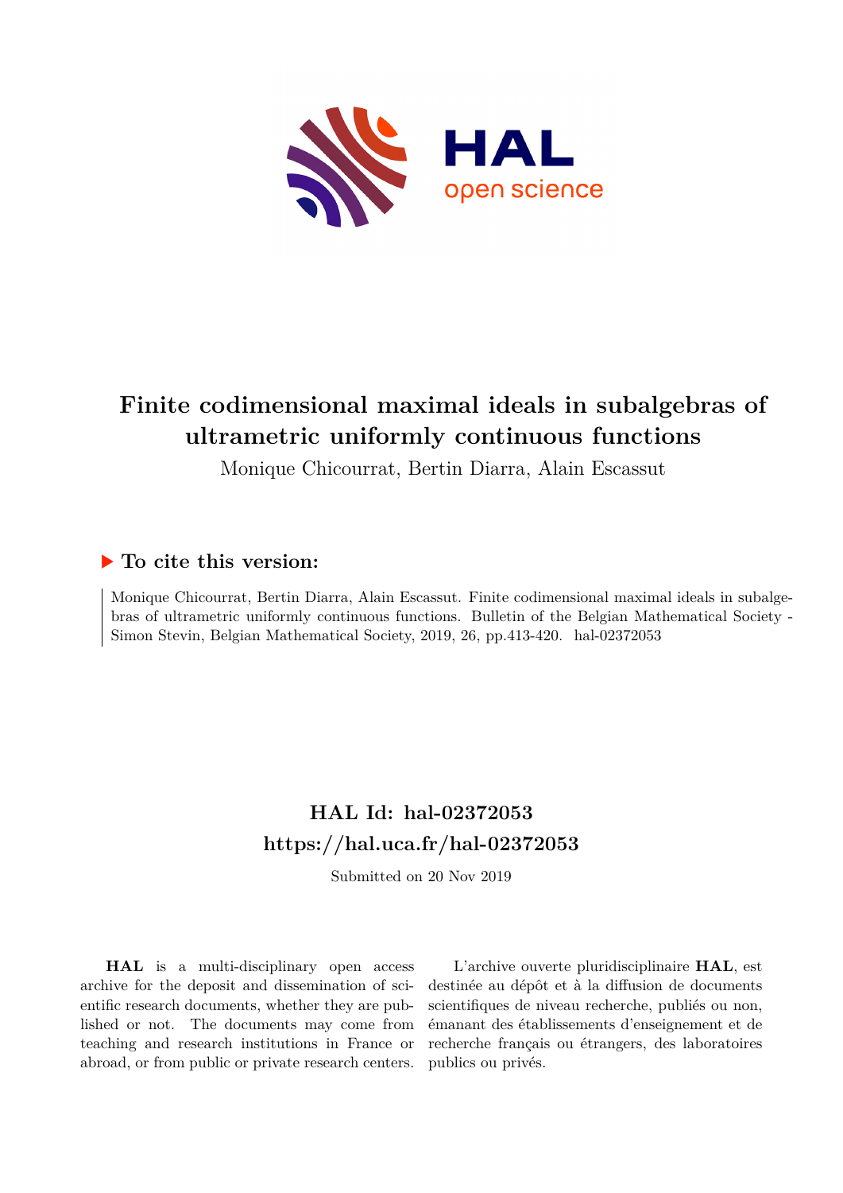# Finite codimensional maximal ideals in subalgebras of ultrametric uniformly continuous functions

Monique Chicourrat, Bertin Diarra, Alain Escassut

## ▶ To cite this version:

Monique Chicourrat, Bertin Diarra, Alain Escassut. Finite codimensional maximal ideals in subalgebras of ultrametric uniformly continuous functions. Bulletin of the Belgian Mathematical Society - Simon Stevin, Belgian Mathematical Society, 2019, 26, pp.413-420. hal-02372053

## HAL Id: hal-02372053
## https://hal.uca.fr/hal-02372053

Submitted on 20 Nov 2019

**HAL** is a multi-disciplinary open access archive for the deposit and dissemination of scientific research documents, whether they are published or not. The documents may come from teaching and research institutions in France or abroad, or from public or private research centers.

L'archive ouverte pluridisciplinaire **HAL**, est destinée au dépôt et à la diffusion de documents scientifiques de niveau recherche, publiés ou non, émanant des établissements d'enseignement et de recherche français ou étrangers, des laboratoires publics ou privés.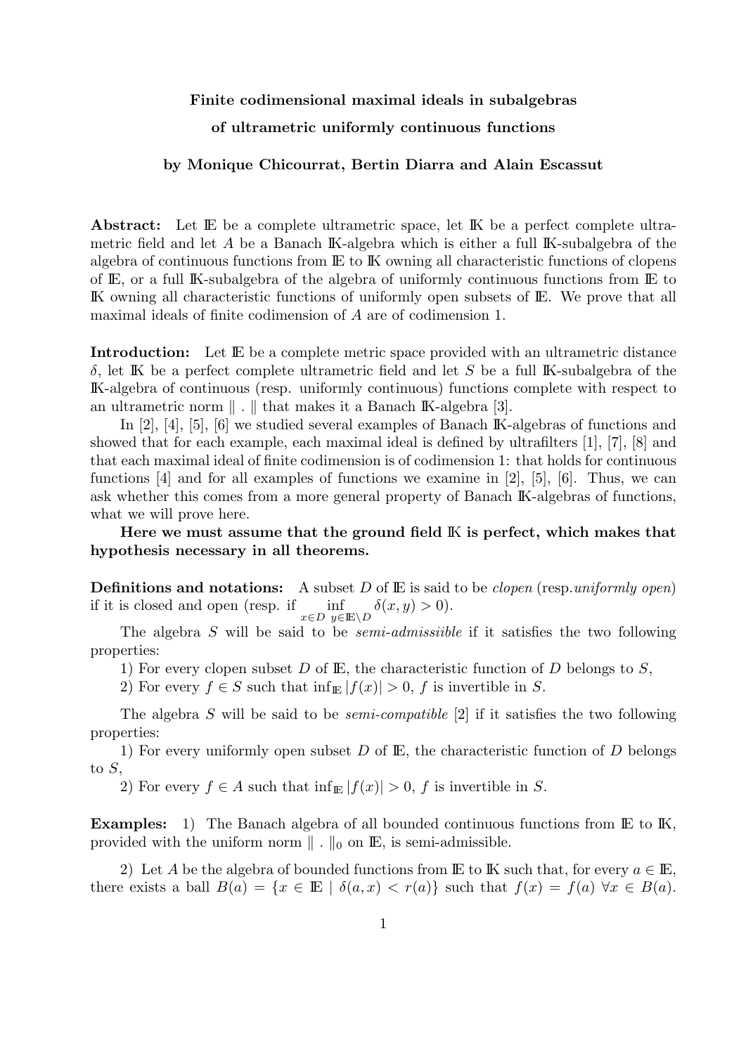**Finite codimensional maximal ideals in subalgebras**

**of ultrametric uniformly continuous functions**

**by Monique Chicourrat, Bertin Diarra and Alain Escassut**

**Abstract:** Let $\mathbb{E}$ be a complete ultrametric space, let $\mathbb{K}$ be a perfect complete ultrametric field and let $A$ be a Banach $\mathbb{K}$-algebra which is either a full $\mathbb{K}$-subalgebra of the algebra of continuous functions from $\mathbb{E}$ to $\mathbb{K}$ owning all characteristic functions of clopens of $\mathbb{E}$, or a full $\mathbb{K}$-subalgebra of the algebra of uniformly continuous functions from $\mathbb{E}$ to $\mathbb{K}$ owning all characteristic functions of uniformly open subsets of $\mathbb{E}$. We prove that all maximal ideals of finite codimension of $A$ are of codimension 1.

**Introduction:** Let $\mathbb{E}$ be a complete metric space provided with an ultrametric distance $\delta$, let $\mathbb{K}$ be a perfect complete ultrametric field and let $S$ be a full $\mathbb{K}$-subalgebra of the $\mathbb{K}$-algebra of continuous (resp. uniformly continuous) functions complete with respect to an ultrametric norm $\| \,.\, \|$ that makes it a Banach $\mathbb{K}$-algebra [3].

In [2], [4], [5], [6] we studied several examples of Banach $\mathbb{K}$-algebras of functions and showed that for each example, each maximal ideal is defined by ultrafilters [1], [7], [8] and that each maximal ideal of finite codimension is of codimension 1: that holds for continuous functions [4] and for all examples of functions we examine in [2], [5], [6]. Thus, we can ask whether this comes from a more general property of Banach $\mathbb{K}$-algebras of functions, what we will prove here.

**Here we must assume that the ground field $\mathbb{K}$ is perfect, which makes that hypothesis necessary in all theorems.**

**Definitions and notations:** A subset $D$ of $\mathbb{E}$ is said to be *clopen* (resp.*uniformly open*) if it is closed and open (resp. if $\inf\limits_{x\in D\ y\in \mathbb{E}\setminus D} \delta(x,y) > 0$).

The algebra $S$ will be said to be *semi-admissiible* if it satisfies the two following properties:

1) For every clopen subset $D$ of $\mathbb{E}$, the characteristic function of $D$ belongs to $S$,

2) For every $f \in S$ such that $\inf_{\mathbb{E}} |f(x)| > 0$, $f$ is invertible in $S$.

The algebra $S$ will be said to be *semi-compatible* [2] if it satisfies the two following properties:

1) For every uniformly open subset $D$ of $\mathbb{E}$, the characteristic function of $D$ belongs to $S$,

2) For every $f \in A$ such that $\inf_{\mathbb{E}} |f(x)| > 0$, $f$ is invertible in $S$.

**Examples:** 1) The Banach algebra of all bounded continuous functions from $\mathbb{E}$ to $\mathbb{K}$, provided with the uniform norm $\| \,.\, \|_0$ on $\mathbb{E}$, is semi-admissible.

2) Let $A$ be the algebra of bounded functions from $\mathbb{E}$ to $\mathbb{K}$ such that, for every $a \in \mathbb{E}$, there exists a ball $B(a) = \{x \in \mathbb{E} \mid \delta(a,x) < r(a)\}$ such that $f(x) = f(a)\ \forall x \in B(a)$.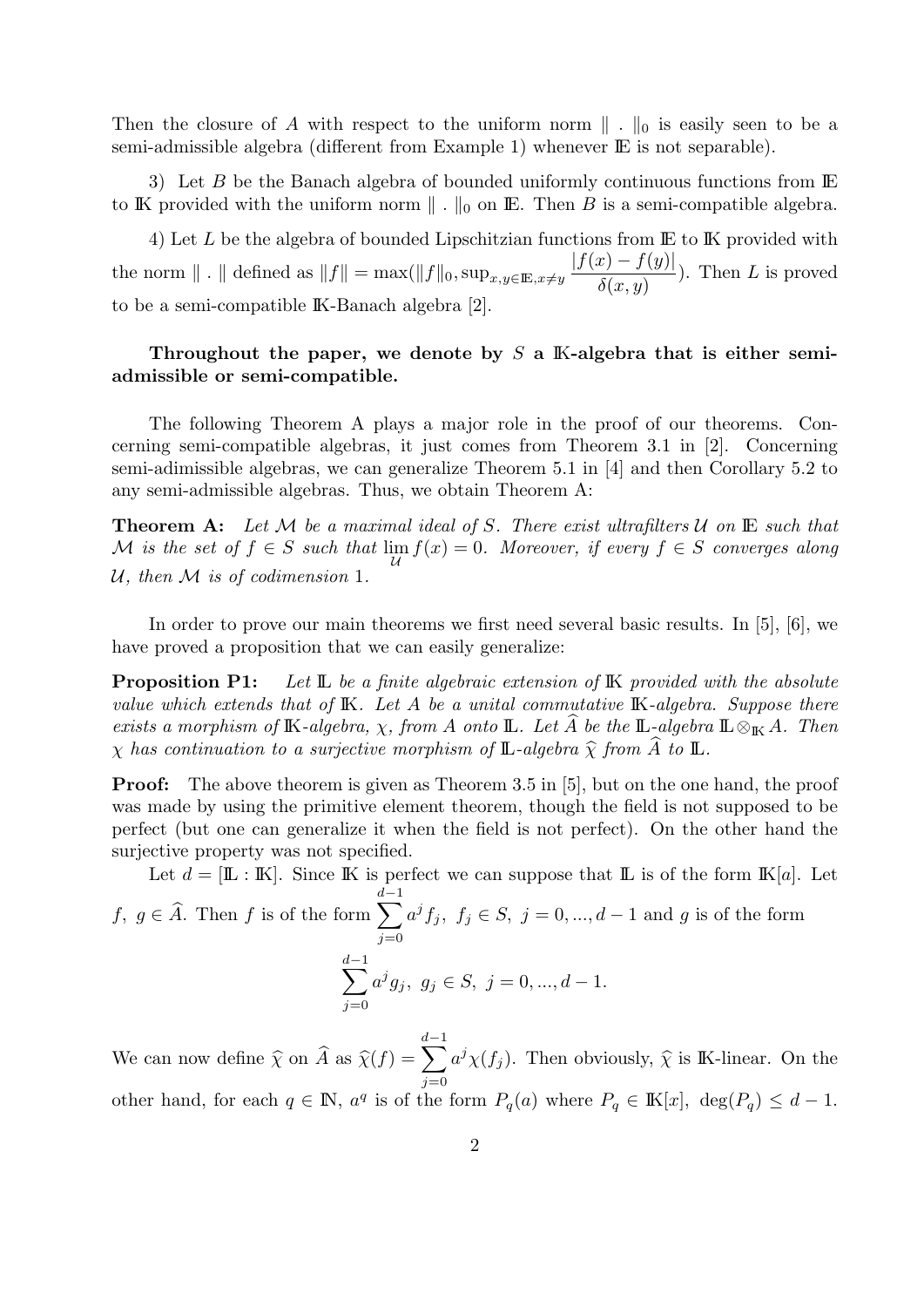Then the closure of $A$ with respect to the uniform norm $\| \, . \, \|_0$ is easily seen to be a semi-admissible algebra (different from Example 1) whenever $\mathbb{E}$ is not separable).

3) Let $B$ be the Banach algebra of bounded uniformly continuous functions from $\mathbb{E}$ to $\mathbb{K}$ provided with the uniform norm $\| \, . \, \|_0$ on $\mathbb{E}$. Then $B$ is a semi-compatible algebra.

4) Let $L$ be the algebra of bounded Lipschitzian functions from $\mathbb{E}$ to $\mathbb{K}$ provided with the norm $\| \, . \, \|$ defined as $\|f\| = \max(\|f\|_0, \sup_{x,y \in \mathbb{E}, x \neq y} \dfrac{|f(x) - f(y)|}{\delta(x,y)})$. Then $L$ is proved to be a semi-compatible $\mathbb{K}$-Banach algebra [2].

**Throughout the paper, we denote by $S$ a $\mathbb{K}$-algebra that is either semi-admissible or semi-compatible.**

The following Theorem A plays a major role in the proof of our theorems. Concerning semi-compatible algebras, it just comes from Theorem 3.1 in [2]. Concerning semi-adimissible algebras, we can generalize Theorem 5.1 in [4] and then Corollary 5.2 to any semi-admissible algebras. Thus, we obtain Theorem A:

**Theorem A:** *Let $\mathcal{M}$ be a maximal ideal of $S$. There exist ultrafilters $\mathcal{U}$ on $\mathbb{E}$ such that $\mathcal{M}$ is the set of $f \in S$ such that $\lim_{\mathcal{U}} f(x) = 0$. Moreover, if every $f \in S$ converges along $\mathcal{U}$, then $\mathcal{M}$ is of codimension 1.*

In order to prove our main theorems we first need several basic results. In [5], [6], we have proved a proposition that we can easily generalize:

**Proposition P1:** *Let $\mathbb{L}$ be a finite algebraic extension of $\mathbb{K}$ provided with the absolute value which extends that of $\mathbb{K}$. Let $A$ be a unital commutative $\mathbb{K}$-algebra. Suppose there exists a morphism of $\mathbb{K}$-algebra, $\chi$, from $A$ onto $\mathbb{L}$. Let $\widehat{A}$ be the $\mathbb{L}$-algebra $\mathbb{L} \otimes_{\mathbb{K}} A$. Then $\chi$ has continuation to a surjective morphism of $\mathbb{L}$-algebra $\widehat{\chi}$ from $\widehat{A}$ to $\mathbb{L}$.*

**Proof:** The above theorem is given as Theorem 3.5 in [5], but on the one hand, the proof was made by using the primitive element theorem, though the field is not supposed to be perfect (but one can generalize it when the field is not perfect). On the other hand the surjective property was not specified.

Let $d = [\mathbb{L} : \mathbb{K}]$. Since $\mathbb{K}$ is perfect we can suppose that $\mathbb{L}$ is of the form $\mathbb{K}[a]$. Let $f, \ g \in \widehat{A}$. Then $f$ is of the form $\sum_{j=0}^{d-1} a^j f_j, \ f_j \in S, \ j = 0, ..., d-1$ and $g$ is of the form

$$\sum_{j=0}^{d-1} a^j g_j, \ g_j \in S, \ j = 0, ..., d-1.$$

We can now define $\widehat{\chi}$ on $\widehat{A}$ as $\widehat{\chi}(f) = \sum_{j=0}^{d-1} a^j \chi(f_j)$. Then obviously, $\widehat{\chi}$ is $\mathbb{K}$-linear. On the other hand, for each $q \in \mathbb{N}$, $a^q$ is of the form $P_q(a)$ where $P_q \in \mathbb{K}[x], \ \deg(P_q) \leq d-1$.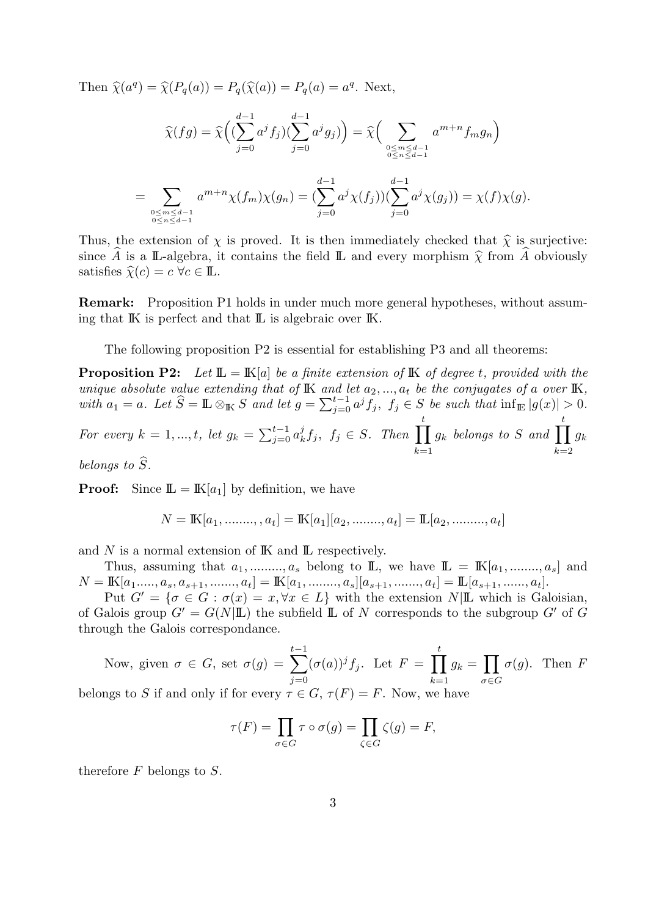Then $\widehat{\chi}(a^q) = \widehat{\chi}(P_q(a)) = P_q(\widehat{\chi}(a)) = P_q(a) = a^q$. Next,

$$\widehat{\chi}(fg) = \widehat{\chi}\Big((\sum_{j=0}^{d-1} a^j f_j)(\sum_{j=0}^{d-1} a^j g_j)\Big) = \widehat{\chi}\Big(\sum_{\substack{0\le m\le d-1\\ 0\le n\le d-1}} a^{m+n} f_m g_n\Big)$$

$$= \sum_{\substack{0\le m\le d-1\\ 0\le n\le d-1}} a^{m+n}\chi(f_m)\chi(g_n) = (\sum_{j=0}^{d-1} a^j\chi(f_j))(\sum_{j=0}^{d-1} a^j\chi(g_j)) = \chi(f)\chi(g).$$

Thus, the extension of $\chi$ is proved. It is then immediately checked that $\widehat{\chi}$ is surjective: since $\widehat{A}$ is a $\mathbb{L}$-algebra, it contains the field $\mathbb{L}$ and every morphism $\widehat{\chi}$ from $\widehat{A}$ obviously satisfies $\widehat{\chi}(c) = c \ \forall c \in \mathbb{L}$.

**Remark:** Proposition P1 holds in under much more general hypotheses, without assuming that $\mathbb{K}$ is perfect and that $\mathbb{L}$ is algebraic over $\mathbb{K}$.

The following proposition P2 is essential for establishing P3 and all theorems:

**Proposition P2:** *Let $\mathbb{L} = \mathbb{K}[a]$ be a finite extension of $\mathbb{K}$ of degree $t$, provided with the unique absolute value extending that of $\mathbb{K}$ and let $a_2, ..., a_t$ be the conjugates of $a$ over $\mathbb{K}$, with $a_1 = a$. Let $\widehat{S} = \mathbb{L} \otimes_{\mathbb{K}} S$ and let $g = \sum_{j=0}^{t-1} a^j f_j$, $f_j \in S$ be such that $\inf_{\mathbb{E}} |g(x)| > 0$. For every $k = 1, ..., t$, let $g_k = \sum_{j=0}^{t-1} a_k^j f_j$, $f_j \in S$. Then $\prod_{k=1}^{t} g_k$ belongs to $S$ and $\prod_{k=2}^{t} g_k$ belongs to $\widehat{S}$.*

**Proof:** Since $\mathbb{L} = \mathbb{K}[a_1]$ by definition, we have

$$N = \mathbb{K}[a_1, ........, , a_t] = \mathbb{K}[a_1][a_2, ........, a_t] = \mathbb{L}[a_2, .........., a_t]$$

and $N$ is a normal extension of $\mathbb{K}$ and $\mathbb{L}$ respectively.

Thus, assuming that $a_1, ........., a_s$ belong to $\mathbb{L}$, we have $\mathbb{L} = \mathbb{K}[a_1, ........, a_s]$ and $N = \mathbb{K}[a_1....., a_s, a_{s+1}, ......., a_t] = \mathbb{K}[a_1, ........, a_s][a_{s+1}, ......., a_t] = \mathbb{L}[a_{s+1}, ......, a_t]$.

Put $G' = \{\sigma \in G : \sigma(x) = x, \forall x \in L\}$ with the extension $N|\mathbb{L}$ which is Galoisian, of Galois group $G' = G(N|\mathbb{L})$ the subfield $\mathbb{L}$ of $N$ corresponds to the subgroup $G'$ of $G$ through the Galois correspondance.

Now, given $\sigma \in G$, set $\sigma(g) = \sum_{j=0}^{t-1} (\sigma(a))^j f_j$. Let $F = \prod_{k=1}^{t} g_k = \prod_{\sigma\in G} \sigma(g)$. Then $F$ belongs to $S$ if and only if for every $\tau \in G$, $\tau(F) = F$. Now, we have

$$\tau(F) = \prod_{\sigma\in G} \tau\circ\sigma(g) = \prod_{\zeta\in G} \zeta(g) = F,$$

therefore $F$ belongs to $S$.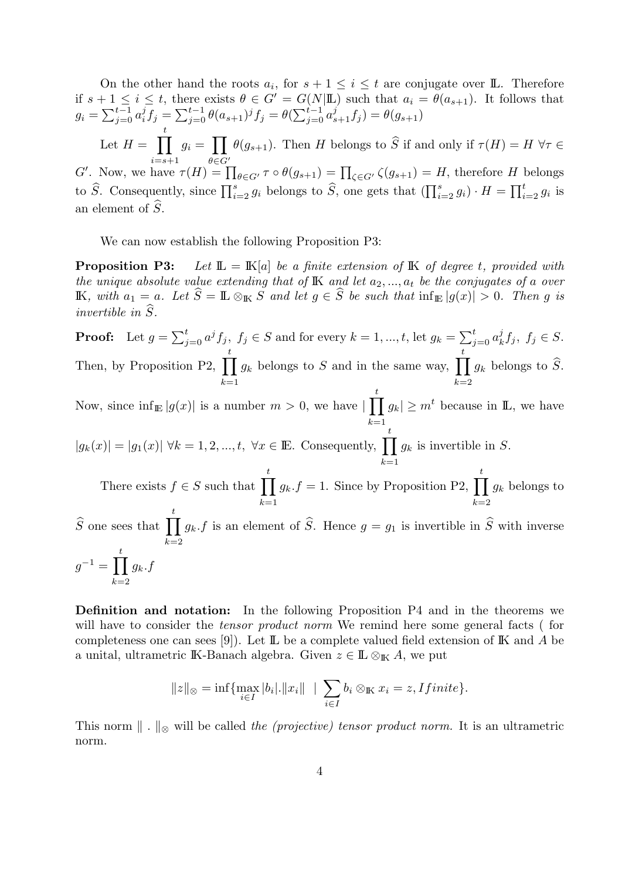On the other hand the roots $a_i$, for $s+1 \leq i \leq t$ are conjugate over $\mathbb{L}$. Therefore if $s+1 \leq i \leq t$, there exists $\theta \in G' = G(N|\mathbb{L})$ such that $a_i = \theta(a_{s+1})$. It follows that $g_i = \sum_{j=0}^{t-1} a_i^j f_j = \sum_{j=0}^{t-1} \theta(a_{s+1})^j f_j = \theta(\sum_{j=0}^{t-1} a_{s+1}^j f_j) = \theta(g_{s+1})$

Let $H = \prod_{i=s+1}^{t} g_i = \prod_{\theta \in G'} \theta(g_{s+1})$. Then $H$ belongs to $\widehat{S}$ if and only if $\tau(H) = H \ \forall \tau \in G'$. Now, we have $\tau(H) = \prod_{\theta \in G'} \tau \circ \theta(g_{s+1}) = \prod_{\zeta \in G'} \zeta(g_{s+1}) = H$, therefore $H$ belongs to $\widehat{S}$. Consequently, since $\prod_{i=2}^{s} g_i$ belongs to $\widehat{S}$, one gets that $(\prod_{i=2}^{s} g_i) \cdot H = \prod_{i=2}^{t} g_i$ is an element of $\widehat{S}$.

We can now establish the following Proposition P3:

**Proposition P3:** *Let $\mathbb{L} = \mathbb{K}[a]$ be a finite extension of $\mathbb{K}$ of degree $t$, provided with the unique absolute value extending that of $\mathbb{K}$ and let $a_2, ..., a_t$ be the conjugates of $a$ over $\mathbb{K}$, with $a_1 = a$. Let $\widehat{S} = \mathbb{L} \otimes_{\mathbb{K}} S$ and let $g \in \widehat{S}$ be such that $\inf_{\mathbb{E}} |g(x)| > 0$. Then $g$ is invertible in $\widehat{S}$.*

**Proof:** Let $g = \sum_{j=0}^{t} a^j f_j,\ f_j \in S$ and for every $k = 1, ..., t$, let $g_k = \sum_{j=0}^{t} a_k^j f_j,\ f_j \in S$. Then, by Proposition P2, $\prod_{k=1}^{t} g_k$ belongs to $S$ and in the same way, $\prod_{k=2}^{t} g_k$ belongs to $\widehat{S}$. Now, since $\inf_{\mathbb{E}} |g(x)|$ is a number $m > 0$, we have $|\prod_{k=1}^{t} g_k| \geq m^t$ because in $\mathbb{L}$, we have $|g_k(x)| = |g_1(x)| \ \forall k = 1, 2, ..., t,\ \forall x \in \mathbb{E}$. Consequently, $\prod_{k=1}^{t} g_k$ is invertible in $S$.

There exists $f \in S$ such that $\prod_{k=1}^{t} g_k . f = 1$. Since by Proposition P2, $\prod_{k=2}^{t} g_k$ belongs to $\widehat{S}$ one sees that $\prod_{k=2}^{t} g_k . f$ is an element of $\widehat{S}$. Hence $g = g_1$ is invertible in $\widehat{S}$ with inverse $g^{-1} = \prod_{k=2}^{t} g_k . f$

**Definition and notation:** In the following Proposition P4 and in the theorems we will have to consider the *tensor product norm* We remind here some general facts ( for completeness one can sees [9]). Let $\mathbb{L}$ be a complete valued field extension of $\mathbb{K}$ and $A$ be a unital, ultrametric $\mathbb{K}$-Banach algebra. Given $z \in \mathbb{L} \otimes_{\mathbb{K}} A$, we put

$$\|z\|_{\otimes} = \inf\{\max_{i \in I} |b_i|.\|x_i\| \ \mid \ \sum_{i \in I} b_i \otimes_{\mathbb{K}} x_i = z, I finite\}.$$

This norm $\| \ . \ \|_{\otimes}$ will be called *the (projective) tensor product norm.* It is an ultrametric norm.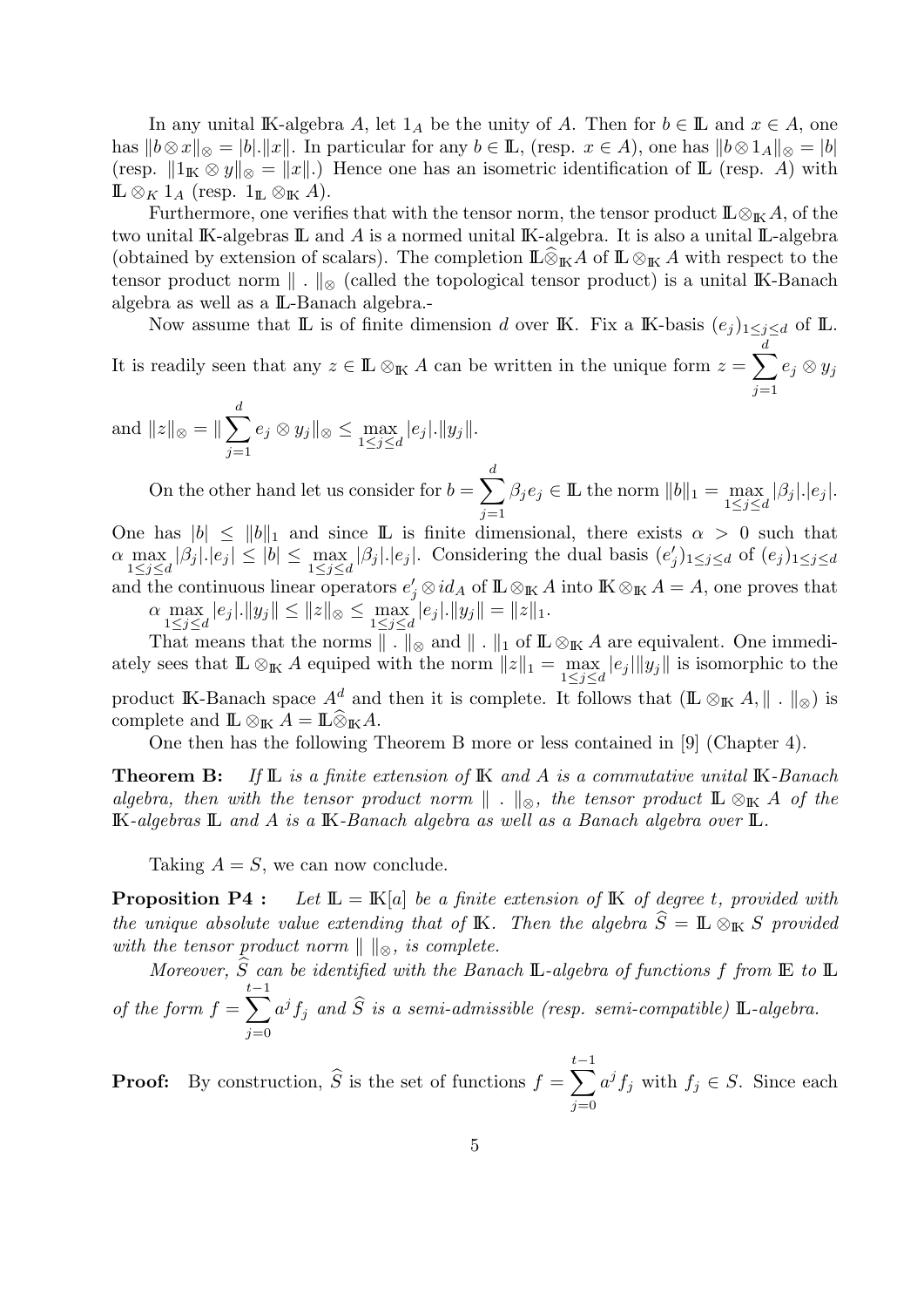In any unital $\mathbb{K}$-algebra $A$, let $1_A$ be the unity of $A$. Then for $b \in \mathbb{L}$ and $x \in A$, one has $\|b \otimes x\|_{\otimes} = |b|.\|x\|$. In particular for any $b \in \mathbb{L}$, (resp. $x \in A$), one has $\|b \otimes 1_A\|_{\otimes} = |b|$ (resp. $\|1_{\mathbb{K}} \otimes y\|_{\otimes} = \|x\|$.) Hence one has an isometric identification of $\mathbb{L}$ (resp. $A$) with $\mathbb{L} \otimes_K 1_A$ (resp. $1_{\mathbb{L}} \otimes_{\mathbb{K}} A$).

Furthermore, one verifies that with the tensor norm, the tensor product $\mathbb{L} \otimes_{\mathbb{K}} A$, of the two unital $\mathbb{K}$-algebras $\mathbb{L}$ and $A$ is a normed unital $\mathbb{K}$-algebra. It is also a unital $\mathbb{L}$-algebra (obtained by extension of scalars). The completion $\mathbb{L} \widehat{\otimes}_{\mathbb{K}} A$ of $\mathbb{L} \otimes_{\mathbb{K}} A$ with respect to the tensor product norm $\| \, . \, \|_{\otimes}$ (called the topological tensor product) is a unital $\mathbb{K}$-Banach algebra as well as a $\mathbb{L}$-Banach algebra.-

Now assume that $\mathbb{L}$ is of finite dimension $d$ over $\mathbb{K}$. Fix a $\mathbb{K}$-basis $(e_j)_{1 \leq j \leq d}$ of $\mathbb{L}$. It is readily seen that any $z \in \mathbb{L} \otimes_{\mathbb{K}} A$ can be written in the unique form $z = \sum_{j=1}^{d} e_j \otimes y_j$ and $\|z\|_{\otimes} = \| \sum_{j=1}^{d} e_j \otimes y_j \|_{\otimes} \leq \max_{1 \leq j \leq d} |e_j|.\|y_j\|$.

On the other hand let us consider for $b = \sum_{j=1}^{d} \beta_j e_j \in \mathbb{L}$ the norm $\|b\|_1 = \max_{1 \leq j \leq d} |\beta_j|.|e_j|$. One has $|b| \leq \|b\|_1$ and since $\mathbb{L}$ is finite dimensional, there exists $\alpha > 0$ such that $\alpha \max_{1 \leq j \leq d} |\beta_j|.|e_j| \leq |b| \leq \max_{1 \leq j \leq d} |\beta_j|.|e_j|$. Considering the dual basis $(e'_j)_{1 \leq j \leq d}$ of $(e_j)_{1 \leq j \leq d}$ and the continuous linear operators $e'_j \otimes id_A$ of $\mathbb{L} \otimes_{\mathbb{K}} A$ into $\mathbb{K} \otimes_{\mathbb{K}} A = A$, one proves that $\alpha \max_{1 \leq j \leq d} |e_j|.\|y_j\| \leq \|z\|_{\otimes} \leq \max_{1 \leq j \leq d} |e_j|.\|y_j\| = \|z\|_1$.

That means that the norms $\| \, . \, \|_{\otimes}$ and $\| \, . \, \|_1$ of $\mathbb{L} \otimes_{\mathbb{K}} A$ are equivalent. One immediately sees that $\mathbb{L} \otimes_{\mathbb{K}} A$ equiped with the norm $\|z\|_1 = \max_{1 \leq j \leq d} |e_j| \|y_j\|$ is isomorphic to the product $\mathbb{K}$-Banach space $A^d$ and then it is complete. It follows that $(\mathbb{L} \otimes_{\mathbb{K}} A, \| \, . \, \|_{\otimes})$ is complete and $\mathbb{L} \otimes_{\mathbb{K}} A = \mathbb{L} \widehat{\otimes}_{\mathbb{K}} A$.

One then has the following Theorem B more or less contained in [9] (Chapter 4).

**Theorem B:** *If $\mathbb{L}$ is a finite extension of $\mathbb{K}$ and $A$ is a commutative unital $\mathbb{K}$-Banach algebra, then with the tensor product norm $\| \, . \, \|_{\otimes}$, the tensor product $\mathbb{L} \otimes_{\mathbb{K}} A$ of the $\mathbb{K}$-algebras $\mathbb{L}$ and $A$ is a $\mathbb{K}$-Banach algebra as well as a Banach algebra over $\mathbb{L}$.*

Taking $A = S$, we can now conclude.

**Proposition P4 :** *Let $\mathbb{L} = \mathbb{K}[a]$ be a finite extension of $\mathbb{K}$ of degree $t$, provided with the unique absolute value extending that of $\mathbb{K}$. Then the algebra $\widehat{S} = \mathbb{L} \otimes_{\mathbb{K}} S$ provided with the tensor product norm $\| \, \|_{\otimes}$, is complete.*

*Moreover, $\widehat{S}$ can be identified with the Banach $\mathbb{L}$-algebra of functions $f$ from $\mathbb{E}$ to $\mathbb{L}$ of the form $f = \sum_{j=0}^{t-1} a^j f_j$ and $\widehat{S}$ is a semi-admissible (resp. semi-compatible) $\mathbb{L}$-algebra.*

**Proof:** By construction, $\widehat{S}$ is the set of functions $f = \sum_{j=0}^{t-1} a^j f_j$ with $f_j \in S$. Since each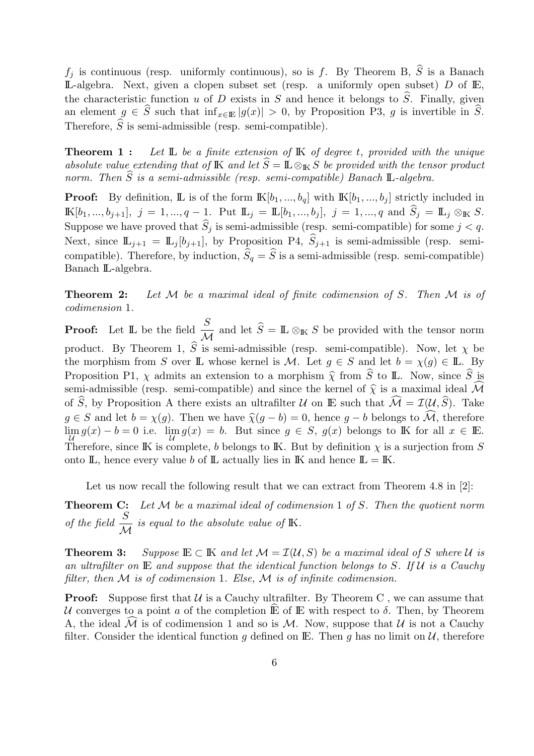$f_j$ is continuous (resp. uniformly continuous), so is $f$. By Theorem B, $\widehat{S}$ is a Banach $\mathbb{L}$-algebra. Next, given a clopen subset set (resp. a uniformly open subset) $D$ of $\mathbb{E}$, the characteristic function $u$ of $D$ exists in $S$ and hence it belongs to $\widehat{S}$. Finally, given an element $g \in \widehat{S}$ such that $\inf_{x\in\mathbb{E}} |g(x)| > 0$, by Proposition P3, $g$ is invertible in $\widehat{S}$. Therefore, $\widehat{S}$ is semi-admissible (resp. semi-compatible).

**Theorem 1 :** *Let $\mathbb{L}$ be a finite extension of $\mathbb{K}$ of degree $t$, provided with the unique absolute value extending that of $\mathbb{K}$ and let $\widehat{S} = \mathbb{L} \otimes_{\mathbb{K}} S$ be provided with the tensor product norm. Then $\widehat{S}$ is a semi-admissible (resp. semi-compatible) Banach $\mathbb{L}$-algebra.*

**Proof:** By definition, $\mathbb{L}$ is of the form $\mathbb{K}[b_1, ..., b_q]$ with $\mathbb{K}[b_1, ..., b_j]$ strictly included in $\mathbb{K}[b_1, ..., b_{j+1}]$, $j = 1, ..., q-1$. Put $\mathbb{L}_j = \mathbb{L}[b_1, ..., b_j]$, $j = 1, ..., q$ and $\widehat{S}_j = \mathbb{L}_j \otimes_{\mathbb{K}} S$. Suppose we have proved that $\widehat{S}_j$ is semi-admissible (resp. semi-compatible) for some $j < q$. Next, since $\mathbb{L}_{j+1} = \mathbb{L}_j[b_{j+1}]$, by Proposition P4, $\widehat{S}_{j+1}$ is semi-admissible (resp. semi-compatible). Therefore, by induction, $\widehat{S}_q = \widehat{S}$ is a semi-admissible (resp. semi-compatible) Banach $\mathbb{L}$-algebra.

**Theorem 2:** *Let $\mathcal{M}$ be a maximal ideal of finite codimension of $S$. Then $\mathcal{M}$ is of codimension 1.*

**Proof:** Let $\mathbb{L}$ be the field $\dfrac{S}{\mathcal{M}}$ and let $\widehat{S} = \mathbb{L} \otimes_{\mathbb{K}} S$ be provided with the tensor norm product. By Theorem 1, $\widehat{S}$ is semi-admissible (resp. semi-compatible). Now, let $\chi$ be the morphism from $S$ over $\mathbb{L}$ whose kernel is $\mathcal{M}$. Let $g \in S$ and let $b = \chi(g) \in \mathbb{L}$. By Proposition P1, $\chi$ admits an extension to a morphism $\widehat{\chi}$ from $\widehat{S}$ to $\mathbb{L}$. Now, since $\widehat{S}$ is semi-admissible (resp. semi-compatible) and since the kernel of $\widehat{\chi}$ is a maximal ideal $\widehat{\mathcal{M}}$ of $\widehat{S}$, by Proposition A there exists an ultrafilter $\mathcal{U}$ on $\mathbb{E}$ such that $\widehat{\mathcal{M}} = \mathcal{I}(\mathcal{U}, \widehat{S})$. Take $g \in S$ and let $b = \chi(g)$. Then we have $\widehat{\chi}(g - b) = 0$, hence $g - b$ belongs to $\widehat{\mathcal{M}}$, therefore $\lim\limits_{\mathcal{U}} g(x) - b = 0$ i.e. $\lim\limits_{\mathcal{U}} g(x) = b$. But since $g \in S$, $g(x)$ belongs to $\mathbb{K}$ for all $x \in \mathbb{E}$. Therefore, since $\mathbb{K}$ is complete, $b$ belongs to $\mathbb{K}$. But by definition $\chi$ is a surjection from $S$ onto $\mathbb{L}$, hence every value $b$ of $\mathbb{L}$ actually lies in $\mathbb{K}$ and hence $\mathbb{L} = \mathbb{K}$.

Let us now recall the following result that we can extract from Theorem 4.8 in [2]:

**Theorem C:** *Let $\mathcal{M}$ be a maximal ideal of codimension 1 of $S$. Then the quotient norm of the field $\dfrac{S}{\mathcal{M}}$ is equal to the absolute value of $\mathbb{K}$.*

**Theorem 3:** *Suppose $\mathbb{E} \subset \mathbb{K}$ and let $\mathcal{M} = \mathcal{I}(\mathcal{U}, S)$ be a maximal ideal of $S$ where $\mathcal{U}$ is an ultrafilter on $\mathbb{E}$ and suppose that the identical function belongs to $S$. If $\mathcal{U}$ is a Cauchy filter, then $\mathcal{M}$ is of codimension 1. Else, $\mathcal{M}$ is of infinite codimension.*

**Proof:** Suppose first that $\mathcal{U}$ is a Cauchy ultrafilter. By Theorem C , we can assume that $\mathcal{U}$ converges to a point $a$ of the completion $\widehat{\mathbb{E}}$ of $\mathbb{E}$ with respect to $\delta$. Then, by Theorem A, the ideal $\widehat{\mathcal{M}}$ is of codimension 1 and so is $\mathcal{M}$. Now, suppose that $\mathcal{U}$ is not a Cauchy filter. Consider the identical function $g$ defined on $\mathbb{E}$. Then $g$ has no limit on $\mathcal{U}$, therefore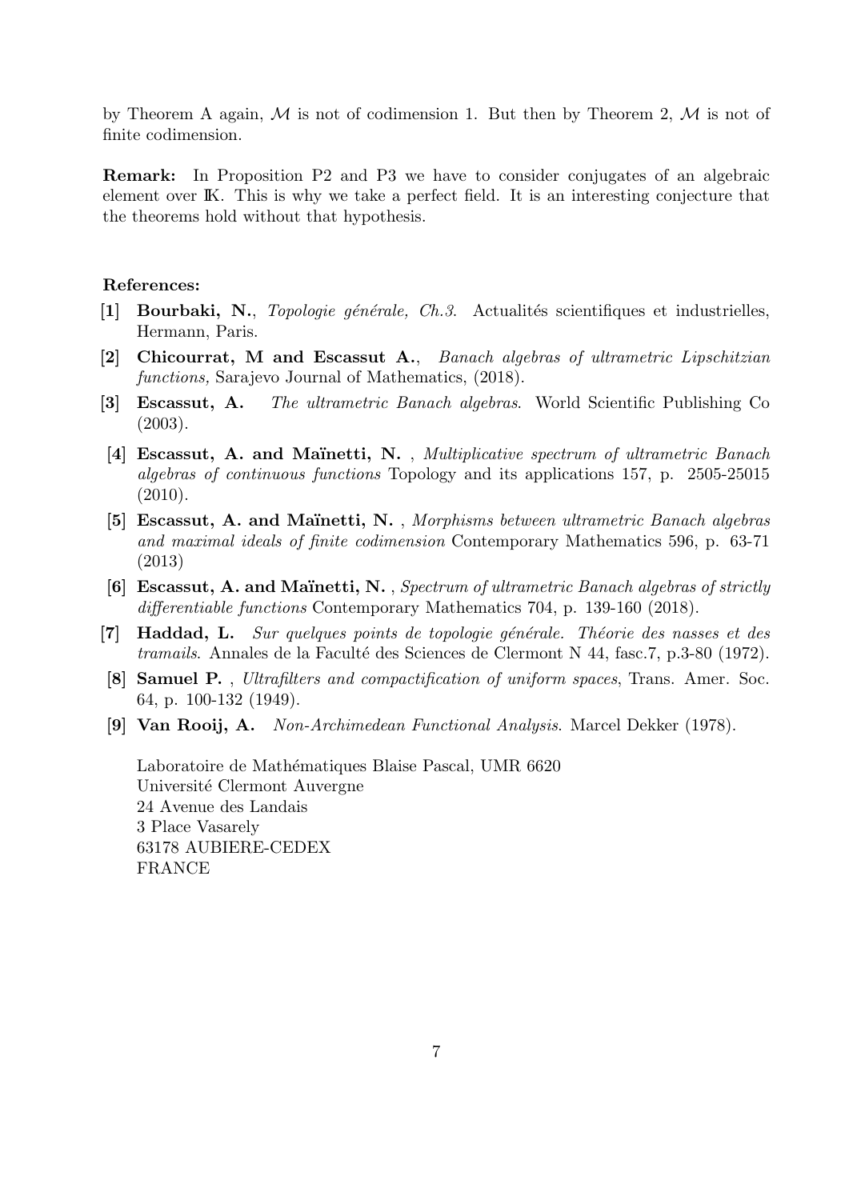by Theorem A again, $\mathcal{M}$ is not of codimension 1. But then by Theorem 2, $\mathcal{M}$ is not of finite codimension.

**Remark:** In Proposition P2 and P3 we have to consider conjugates of an algebraic element over $\mathbb{K}$. This is why we take a perfect field. It is an interesting conjecture that the theorems hold without that hypothesis.

**References:**

[1] **Bourbaki, N.**, *Topologie générale, Ch.3*. Actualités scientifiques et industrielles, Hermann, Paris.

[2] **Chicourrat, M and Escassut A.**, *Banach algebras of ultrametric Lipschitzian functions,* Sarajevo Journal of Mathematics, (2018).

[3] **Escassut, A.** *The ultrametric Banach algebras*. World Scientific Publishing Co (2003).

[4] **Escassut, A. and Maïnetti, N.** , *Multiplicative spectrum of ultrametric Banach algebras of continuous functions* Topology and its applications 157, p. 2505-25015 (2010).

[5] **Escassut, A. and Maïnetti, N.** , *Morphisms between ultrametric Banach algebras and maximal ideals of finite codimension* Contemporary Mathematics 596, p. 63-71 (2013)

[6] **Escassut, A. and Maïnetti, N.** , *Spectrum of ultrametric Banach algebras of strictly differentiable functions* Contemporary Mathematics 704, p. 139-160 (2018).

[7] **Haddad, L.** *Sur quelques points de topologie générale. Théorie des nasses et des tramails*. Annales de la Faculté des Sciences de Clermont N 44, fasc.7, p.3-80 (1972).

[8] **Samuel P.** , *Ultrafilters and compactification of uniform spaces*, Trans. Amer. Soc. 64, p. 100-132 (1949).

[9] **Van Rooij, A.** *Non-Archimedean Functional Analysis*. Marcel Dekker (1978).

Laboratoire de Mathématiques Blaise Pascal, UMR 6620
Université Clermont Auvergne
24 Avenue des Landais
3 Place Vasarely
63178 AUBIERE-CEDEX
FRANCE